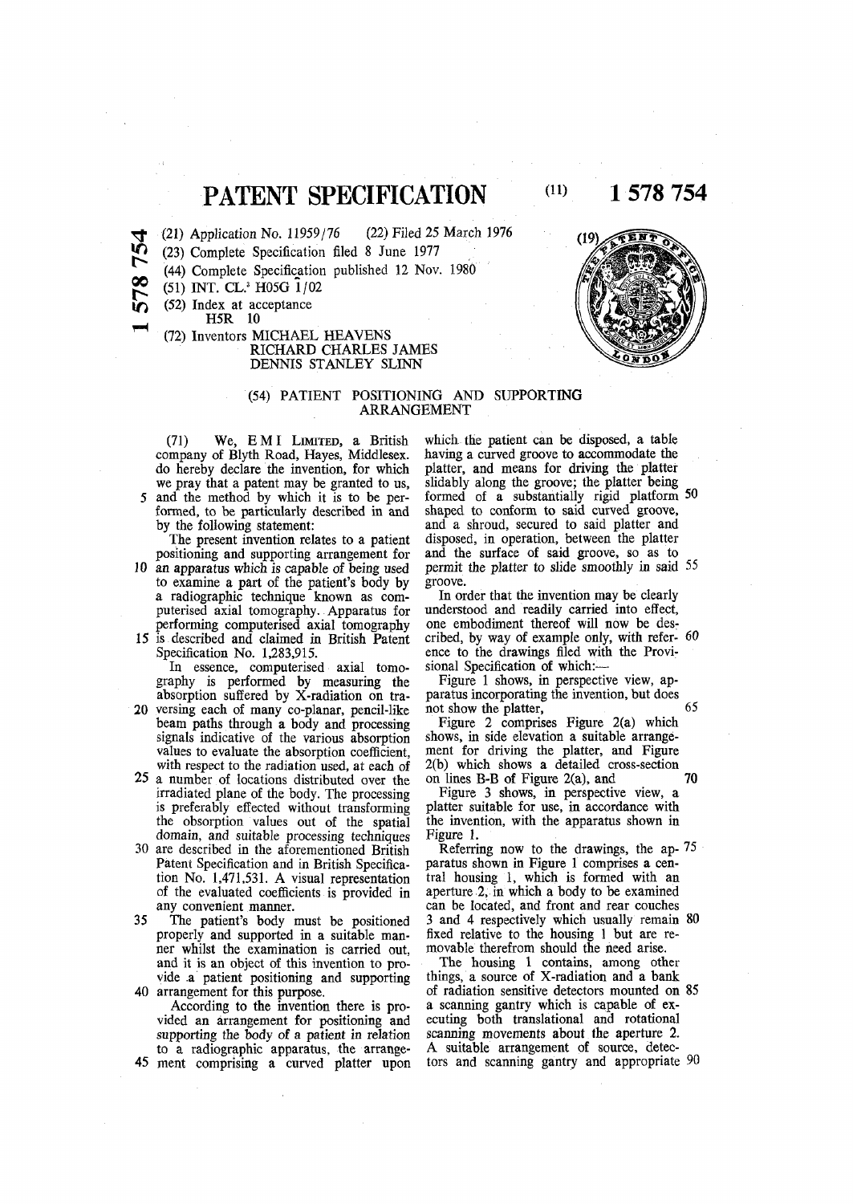# PATENT SPECIFICATION

(11) **1 578 754**

(21) Application No. 11959/76 (22) Filed 25 March 1976
(23) Complete Specification filed 8 June 1977
(44) Complete Specification published 12 Nov. 1980
(51) INT. CL.[3] H05G 1/02
(52) Index at acceptance
H5R 10
(72) Inventors MICHAEL HEAVENS
RICHARD CHARLES JAMES
DENNIS STANLEY SLINN

## (54) PATIENT POSITIONING AND SUPPORTING ARRANGEMENT

(71) We, E M I LIMITED, a British company of Blyth Road, Hayes, Middlesex. do hereby declare the invention, for which we pray that a patent may be granted to us, and the method by which it is to be performed, to be particularly described in and by the following statement:

The present invention relates to a patient positioning and supporting arrangement for an apparatus which is capable of being used to examine a part of the patient's body by a radiographic technique known as computerised axial tomography. Apparatus for performing computerised axial tomography is described and claimed in British Patent Specification No. 1,283,915.

In essence, computerised axial tomography is performed by measuring the absorption suffered by X-radiation on traversing each of many co-planar, pencil-like beam paths through a body and processing signals indicative of the various absorption values to evaluate the absorption coefficient, with respect to the radiation used, at each of a number of locations distributed over the irradiated plane of the body. The processing is preferably effected without transforming the obsorption values out of the spatial domain, and suitable processing techniques are described in the aforementioned British Patent Specification and in British Specification No. 1,471,531. A visual representation of the evaluated coefficients is provided in any convenient manner.

The patient's body must be positioned properly and supported in a suitable manner whilst the examination is carried out, and it is an object of this invention to provide a patient positioning and supporting arrangement for this purpose.

According to the invention there is provided an arrangement for positioning and supporting the body of a patient in relation to a radiographic apparatus, the arrangement comprising a curved platter upon which the patient can be disposed, a table having a curved groove to accommodate the platter, and means for driving the platter slidably along the groove; the platter being formed of a substantially rigid platform shaped to conform to said curved groove, and a shroud, secured to said platter and disposed, in operation, between the platter and the surface of said groove, so as to permit the platter to slide smoothly in said groove.

In order that the invention may be clearly understood and readily carried into effect, one embodiment thereof will now be described, by way of example only, with reference to the drawings filed with the Provisional Specification of which:—

Figure 1 shows, in perspective view, apparatus incorporating the invention, but does not show the platter,

Figure 2 comprises Figure 2(a) which shows, in side elevation a suitable arrangement for driving the platter, and Figure 2(b) which shows a detailed cross-section on lines B-B of Figure 2(a), and

Figure 3 shows, in perspective view, a platter suitable for use, in accordance with the invention, with the apparatus shown in Figure 1.

Referring now to the drawings, the apparatus shown in Figure 1 comprises a central housing 1, which is formed with an aperture 2, in which a body to be examined can be located, and front and rear couches 3 and 4 respectively which usually remain fixed relative to the housing 1 but are removable therefrom should the need arise.

The housing 1 contains, among other things, a source of X-radiation and a bank of radiation sensitive detectors mounted on a scanning gantry which is capable of executing both translational and rotational scanning movements about the aperture 2. A suitable arrangement of source, detectors and scanning gantry and appropriate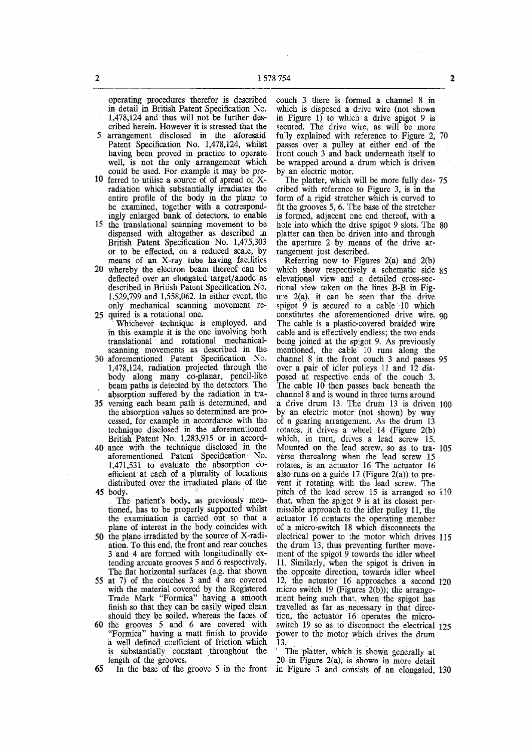operating procedures therefor is described in detail in British Patent Specification No. 1,478,124 and thus will not be further described herein. However it is stressed that the arrangement disclosed in the aforesaid Patent Specification No. 1,478,124, whilst having been proved in practice to operate well, is not the only arrangement which could be used. For example it may be preferred to utilise a source of of spread of X-radiation which substantially irradiates the entire profile of the body in the plane to be examined, together with a correspondingly enlarged bank of detectors, to enable the translational scanning movement to be dispensed with altogether as described in British Patent Specification No. 1,475,303 or to be effected, on a reduced scale, by means of an X-ray tube having facilities whereby the electron beam thereof can be deflected over an elongated target/anode as described in British Patent Specification No. 1,529,799 and 1,558,062. In either event, the only mechanical scanning movement required is a rotational one.

Whichever technique is employed, and in this example it is the one involving both translational and rotational mechanical-scanning movements as described in the aforementioned Patent Specification No. 1,478,124, radiation projected through the body along many co-planar, pencil-like beam paths is detected by the detectors. The absorption suffered by the radiation in traversing each beam path is determined, and the absorption values so determined are processed, for example in accordance with the technique disclosed in the aforementioned British Patent No. 1,283,915 or in accordance with the technique disclosed in the aforementioned Patent Specification No. 1,471,531 to evaluate the absorption coefficient at each of a plurality of locations distributed over the irradiated plane of the body.

The patient's body, as previously mentioned, has to be properly supported whilst the examination is carried out so that a plane of interest in the body coincides with the plane irradiated by the source of X-radiation. To this end, the front and rear couches 3 and 4 are formed with longitudinally extending arcuate grooves 5 and 6 respectively. The flat horizontal surfaces (e.g. that shown at 7) of the couches 3 and 4 are covered with the material covered by the Registered Trade Mark "Formica" having a smooth finish so that they can be easily wiped clean should they be soiled, whereas the faces of the grooves 5 and 6 are covered with "Formica" having a matt finish to provide a well defined coefficient of friction which is substantially constant throughout the length of the grooves.

In the base of the groove 5 in the front couch 3 there is formed a channel 8 in which is disposed a drive wire (not shown in Figure 1) to which a drive spigot 9 is secured. The drive wire, as will be more fully explained with reference to Figure 2, passes over a pulley at either end of the front couch 3 and back underneath itself to be wrapped around a drum which is driven by an electric motor.

The platter, which will be more fully described with reference to Figure 3, is in the form of a rigid stretcher which is curved to fit the grooves 5, 6. The base of the stretcher is formed, adjacent one end thereof, with a hole into which the drive spigot 9 slots. The platter can then be driven into and through the aperture 2 by means of the drive arrangement just described.

Referring now to Figures 2(a) and 2(b) which show respectively a schematic side elevational view and a detailed cross-sectional view taken on the lines B-B in Figure 2(a), it can be seen that the drive spigot 9 is secured to a cable 10 which constitutes the aforementioned drive wire. The cable is a plastic-covered braided wire cable and is effectively endless; the two ends being joined at the spigot 9. As previously mentioned, the cable 10 runs along the channel 8 in the front couch 3 and passes over a pair of idler pulleys 11 and 12 disposed at respective ends of the couch 3. The cable 10 then passes back beneath the channel 8 and is wound in three turns around a drive drum 13. The drum 13 is driven by an electric motor (not shown) by way of a gearing arrangement. As the drum 13 rotates, it drives a wheel 14 (Figure 2(b) which, in turn, drives a lead screw 15. Mounted on the lead screw, so as to traverse therealong when the lead screw 15 rotates, is an actuator 16 The actuator 16 also runs on a guide 17 (Figure 2(a)) to prevent it rotating with the lead screw. The pitch of the lead screw 15 is arranged so that, when the spigot 9 is at its closest permissible approach to the idler pulley 11, the actuator 16 contacts the operating member of a micro-switch 18 which disconnects the electrical power to the motor which drives the drum 13, thus preventing further movement of the spigot 9 towards the idler wheel 11. Similarly, when the spigot is driven in the opposite direction, towards idler wheel 12, the actuator 16 approaches a second micro switch 19 (Figures 2(b)); the arrangement being such that, when the spigot has travelled as far as necessary in that direction, the actuator 16 operates the micro-switch 19 so as to disconnect the electrical power to the motor which drives the drum 13.

The platter, which is shown generally at 20 in Figure 2(a), is shown in more detail in Figure 3 and consists of an elongated,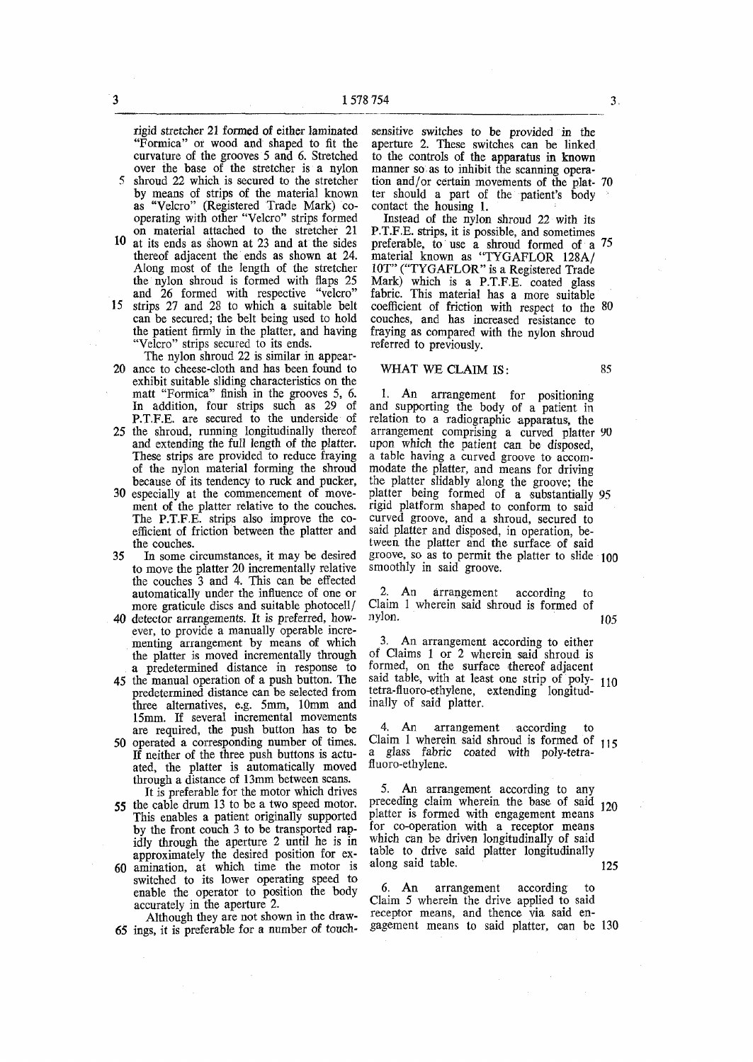rigid stretcher 21 formed of either laminated "Formica" or wood and shaped to fit the curvature of the grooves 5 and 6. Stretched over the base of the stretcher is a nylon shroud 22 which is secured to the stretcher by means of strips of the material known as "Velcro" (Registered Trade Mark) co-operating with other "Velcro" strips formed on material attached to the stretcher 21 at its ends as shown at 23 and at the sides thereof adjacent the ends as shown at 24. Along most of the length of the stretcher the nylon shroud is formed with flaps 25 and 26 formed with respective "velcro" strips 27 and 28 to which a suitable belt can be secured; the belt being used to hold the patient firmly in the platter, and having "Velcro" strips secured to its ends.

The nylon shroud 22 is similar in appearance to cheese-cloth and has been found to exhibit suitable sliding characteristics on the matt "Formica" finish in the grooves 5, 6. In addition, four strips such as 29 of P.T.F.E. are secured to the underside of the shroud, running longitudinally thereof and extending the full length of the platter. These strips are provided to reduce fraying of the nylon material forming the shroud because of its tendency to ruck and pucker, especially at the commencement of movement of the platter relative to the couches. The P.T.F.E. strips also improve the coefficient of friction between the platter and the couches.

In some circumstances, it may be desired to move the platter 20 incrementally relative the couches 3 and 4. This can be effected automatically under the influence of one or more graticule discs and suitable photocell/detector arrangements. It is preferred, however, to provide a manually operable incrementing arrangement by means of which the platter is moved incrementally through a predetermined distance in response to the manual operation of a push button. The predetermined distance can be selected from three alternatives, e.g. 5mm, 10mm and 15mm. If several incremental movements are required, the push button has to be operated a corresponding number of times. If neither of the three push buttons is actuated, the platter is automatically moved through a distance of 13mm between scans.

It is preferable for the motor which drives the cable drum 13 to be a two speed motor. This enables a patient originally supported by the front couch 3 to be transported rapidly through the aperture 2 until he is in approximately the desired position for examination, at which time the motor is switched to its lower operating speed to enable the operator to position the body accurately in the aperture 2.

Although they are not shown in the drawings, it is preferable for a number of touch-sensitive switches to be provided in the aperture 2. These switches can be linked to the controls of the apparatus in known manner so as to inhibit the scanning operation and/or certain movements of the platter should a part of the patient's body contact the housing 1.

Instead of the nylon shroud 22 with its P.T.F.E. strips, it is possible, and sometimes preferable, to use a shroud formed of a material known as "TYGAFLOR 128A/10T" ("TYGAFLOR" is a Registered Trade Mark) which is a P.T.F.E. coated glass fabric. This material has a more suitable coefficient of friction with respect to the couches, and has increased resistance to fraying as compared with the nylon shroud referred to previously.

## WHAT WE CLAIM IS:

1. An arrangement for positioning and supporting the body of a patient in relation to a radiographic apparatus, the arrangement comprising a curved platter upon which the patient can be disposed, a table having a curved groove to accommodate the platter, and means for driving the platter slidably along the groove; the platter being formed of a substantially rigid platform shaped to conform to said curved groove, and a shroud, secured to said platter and disposed, in operation, between the platter and the surface of said groove, so as to permit the platter to slide smoothly in said groove.

2. An arrangement according to Claim 1 wherein said shroud is formed of nylon.

3. An arrangement according to either of Claims 1 or 2 wherein said shroud is formed, on the surface thereof adjacent said table, with at least one strip of poly-tetra-fluoro-ethylene, extending longitudinally of said platter.

4. An arrangement according to Claim 1 wherein said shroud is formed of a glass fabric coated with poly-tetra-fluoro-ethylene.

5. An arrangement according to any preceding claim wherein the base of said platter is formed with engagement means for co-operation with a receptor means which can be driven longitudinally of said table to drive said platter longitudinally along said table.

6. An arrangement according to Claim 5 wherein the drive applied to said receptor means, and thence via said engagement means to said platter, can be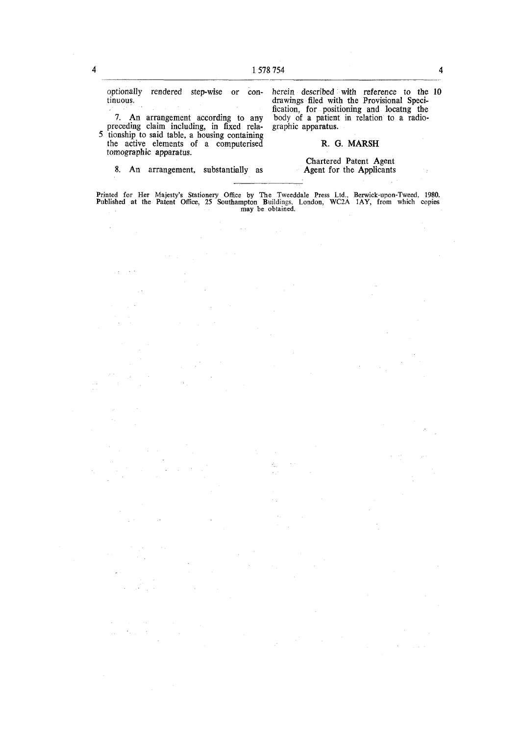optionally rendered step-wise or continuous.

7. An arrangement according to any preceding claim including, in fixed relationship to said table, a housing containing the active elements of a computerised tomographic apparatus.

8. An arrangement, substantially as herein described with reference to the drawings filed with the Provisional Specification, for positioning and locatng the body of a patient in relation to a radiographic apparatus.

**R. G. MARSH**

Chartered Patent Agent
Agent for the Applicants

---

Printed for Her Majesty's Stationery Office by The Tweeddale Press Ltd., Berwick-upon-Tweed, 1980.
Published at the Patent Office, 25 Southampton Buildings, London, WC2A 1AY, from which copies may be obtained.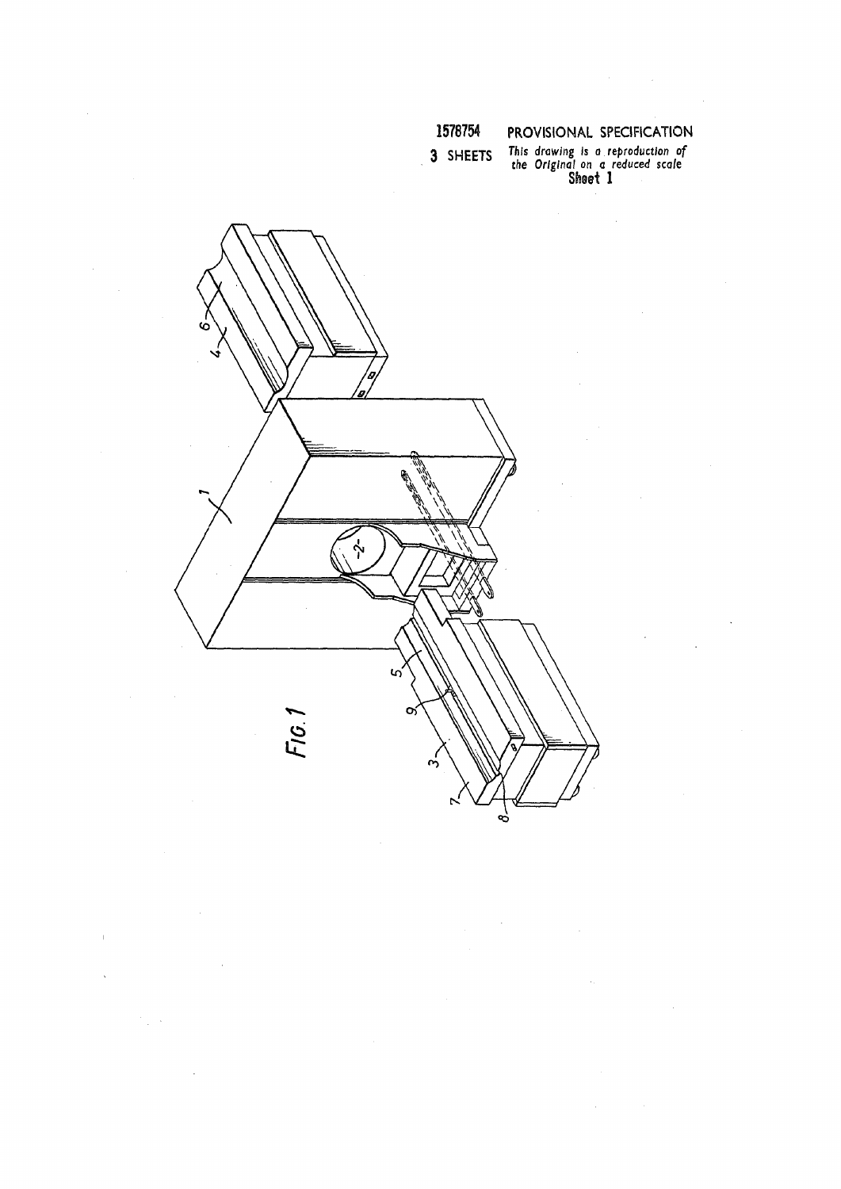1578754 PROVISIONAL SPECIFICATION

3 SHEETS *This drawing is a reproduction of the Original on a reduced scale*

Sheet 1

FIG. 1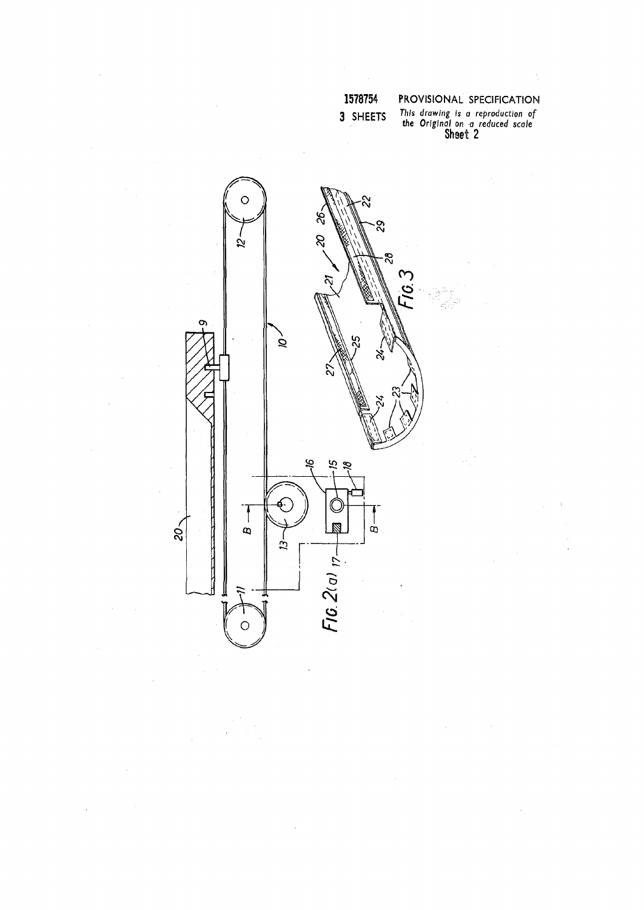1578754 PROVISIONAL SPECIFICATION

3 SHEETS *This drawing is a reproduction of the Original on a reduced scale*

Sheet 2

FIG. 2(a)

FIG. 3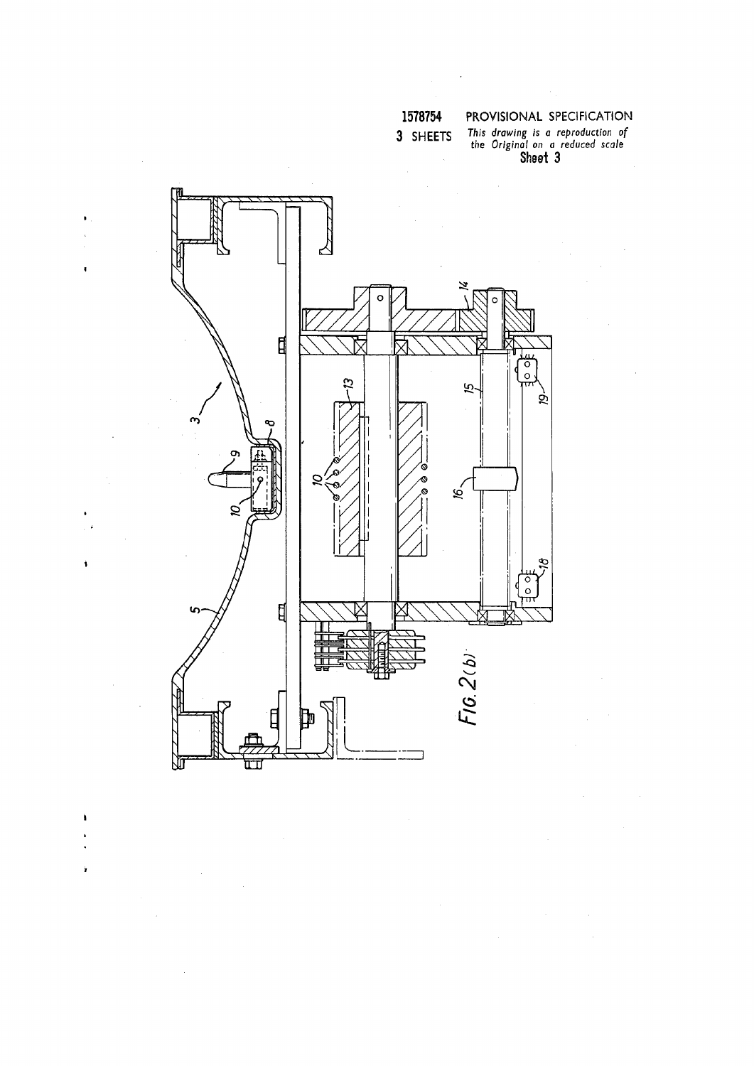1578754 PROVISIONAL SPECIFICATION

3 SHEETS *This drawing is a reproduction of the Original on a reduced scale*

**Sheet 3**

3

5

8

9

10

10

13

14

15

16

18

19

FIG. 2(b)